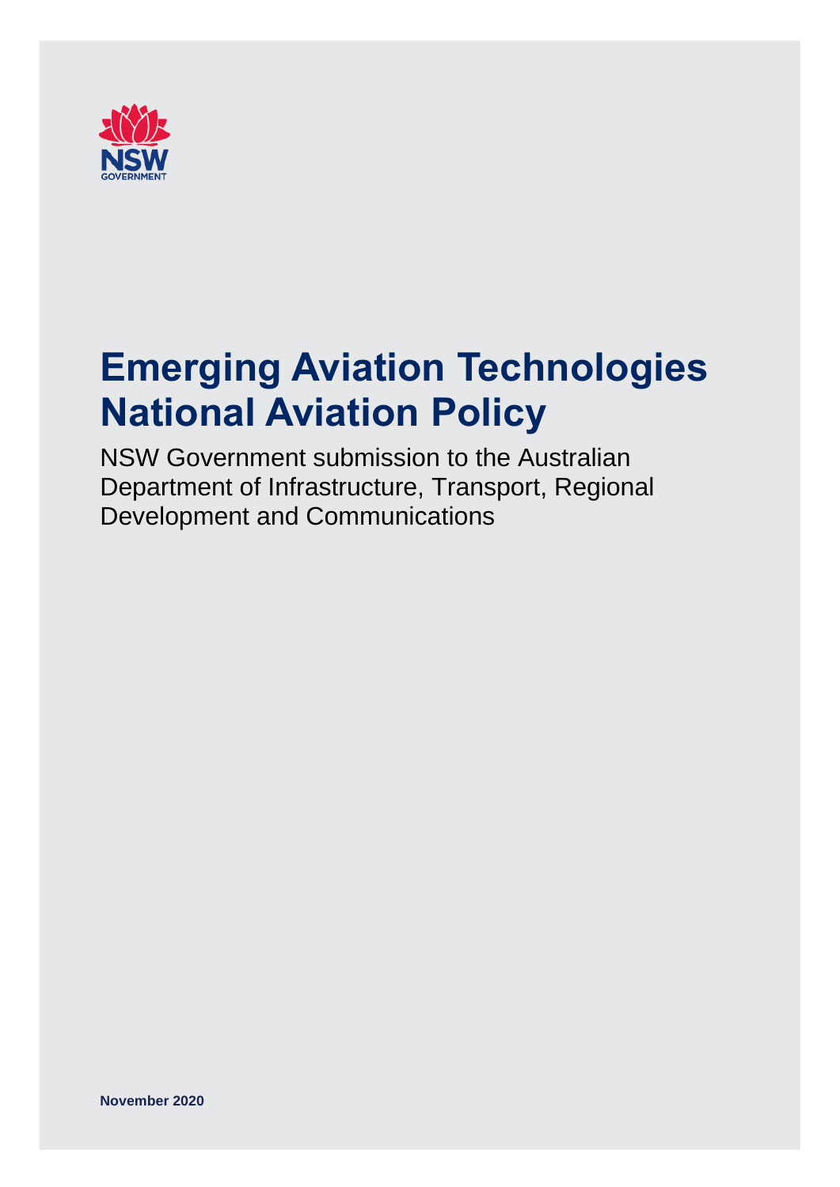NSW GOVERNMENT

# Emerging Aviation Technologies National Aviation Policy

NSW Government submission to the Australian Department of Infrastructure, Transport, Regional Development and Communications

**November 2020**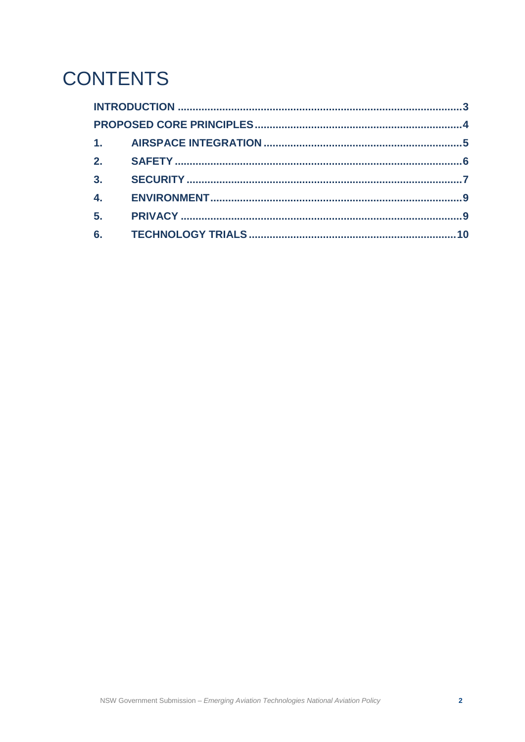# CONTENTS

**INTRODUCTION** ........................................................................................ **3**

**PROPOSED CORE PRINCIPLES** ................................................................ **4**

**1. AIRSPACE INTEGRATION** ...................................................................... **5**

**2. SAFETY** ................................................................................................... **6**

**3. SECURITY** ............................................................................................... **7**

**4. ENVIRONMENT** ....................................................................................... **9**

**5. PRIVACY** ................................................................................................. **9**

**6. TECHNOLOGY TRIALS** ........................................................................ **10**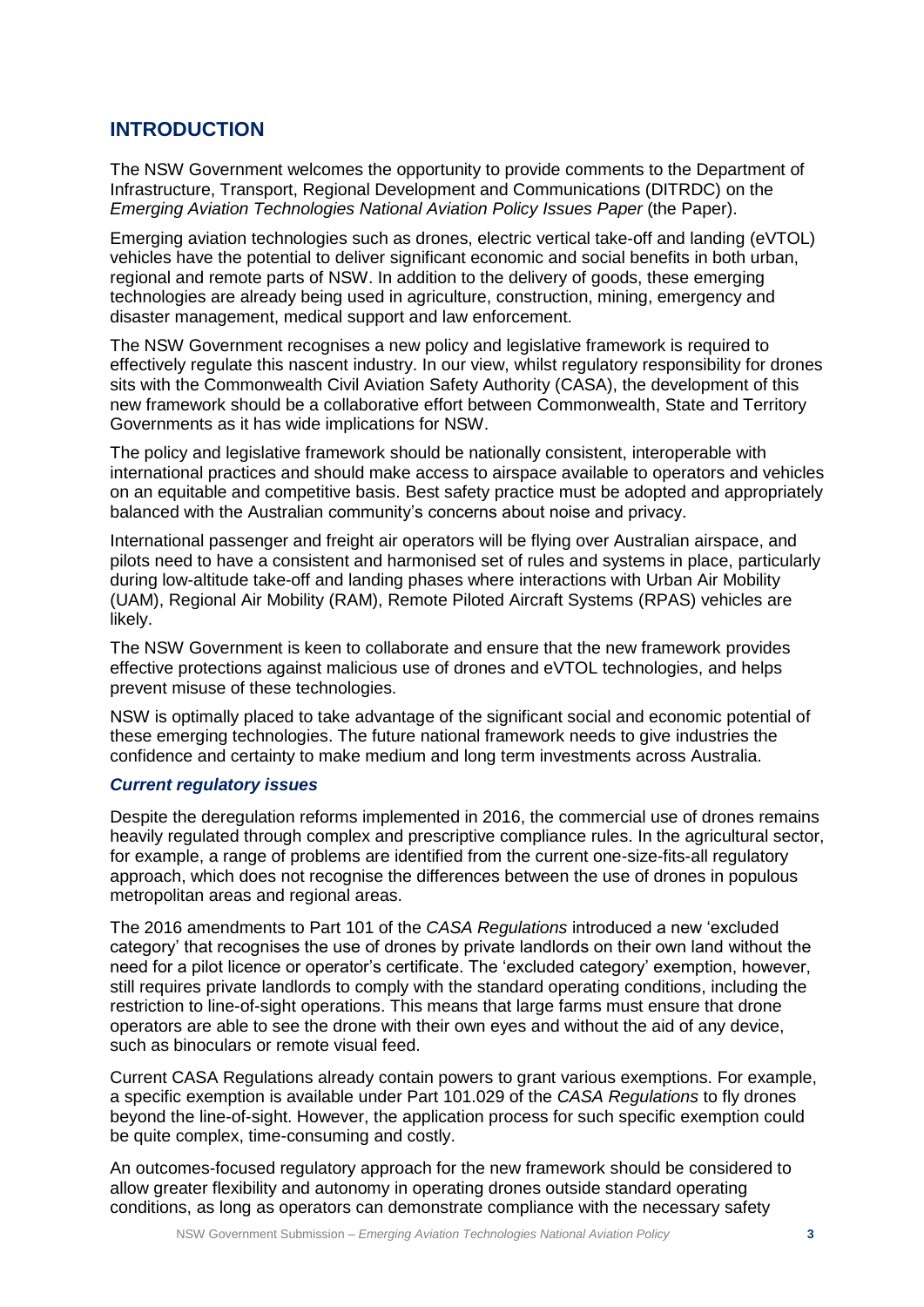## INTRODUCTION

The NSW Government welcomes the opportunity to provide comments to the Department of Infrastructure, Transport, Regional Development and Communications (DITRDC) on the *Emerging Aviation Technologies National Aviation Policy Issues Paper* (the Paper).

Emerging aviation technologies such as drones, electric vertical take-off and landing (eVTOL) vehicles have the potential to deliver significant economic and social benefits in both urban, regional and remote parts of NSW. In addition to the delivery of goods, these emerging technologies are already being used in agriculture, construction, mining, emergency and disaster management, medical support and law enforcement.

The NSW Government recognises a new policy and legislative framework is required to effectively regulate this nascent industry. In our view, whilst regulatory responsibility for drones sits with the Commonwealth Civil Aviation Safety Authority (CASA), the development of this new framework should be a collaborative effort between Commonwealth, State and Territory Governments as it has wide implications for NSW.

The policy and legislative framework should be nationally consistent, interoperable with international practices and should make access to airspace available to operators and vehicles on an equitable and competitive basis. Best safety practice must be adopted and appropriately balanced with the Australian community's concerns about noise and privacy.

International passenger and freight air operators will be flying over Australian airspace, and pilots need to have a consistent and harmonised set of rules and systems in place, particularly during low-altitude take-off and landing phases where interactions with Urban Air Mobility (UAM), Regional Air Mobility (RAM), Remote Piloted Aircraft Systems (RPAS) vehicles are likely.

The NSW Government is keen to collaborate and ensure that the new framework provides effective protections against malicious use of drones and eVTOL technologies, and helps prevent misuse of these technologies.

NSW is optimally placed to take advantage of the significant social and economic potential of these emerging technologies. The future national framework needs to give industries the confidence and certainty to make medium and long term investments across Australia.

### *Current regulatory issues*

Despite the deregulation reforms implemented in 2016, the commercial use of drones remains heavily regulated through complex and prescriptive compliance rules. In the agricultural sector, for example, a range of problems are identified from the current one-size-fits-all regulatory approach, which does not recognise the differences between the use of drones in populous metropolitan areas and regional areas.

The 2016 amendments to Part 101 of the *CASA Regulations* introduced a new 'excluded category' that recognises the use of drones by private landlords on their own land without the need for a pilot licence or operator's certificate. The 'excluded category' exemption, however, still requires private landlords to comply with the standard operating conditions, including the restriction to line-of-sight operations. This means that large farms must ensure that drone operators are able to see the drone with their own eyes and without the aid of any device, such as binoculars or remote visual feed.

Current CASA Regulations already contain powers to grant various exemptions. For example, a specific exemption is available under Part 101.029 of the *CASA Regulations* to fly drones beyond the line-of-sight. However, the application process for such specific exemption could be quite complex, time-consuming and costly.

An outcomes-focused regulatory approach for the new framework should be considered to allow greater flexibility and autonomy in operating drones outside standard operating conditions, as long as operators can demonstrate compliance with the necessary safety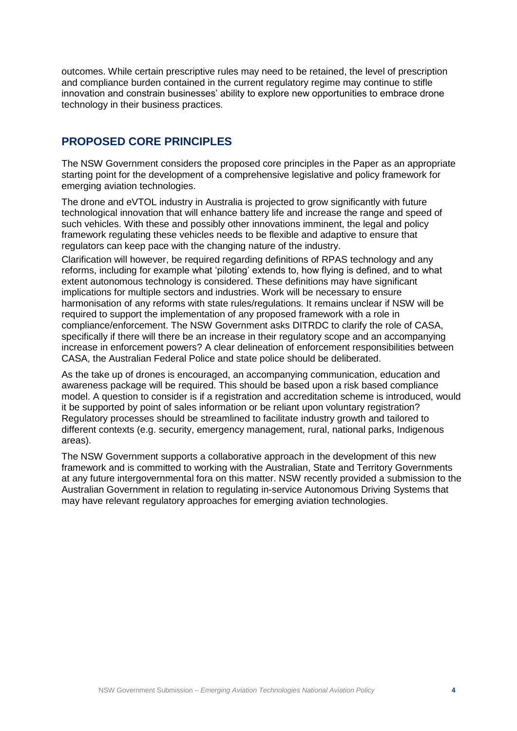outcomes. While certain prescriptive rules may need to be retained, the level of prescription and compliance burden contained in the current regulatory regime may continue to stifle innovation and constrain businesses' ability to explore new opportunities to embrace drone technology in their business practices.

## PROPOSED CORE PRINCIPLES

The NSW Government considers the proposed core principles in the Paper as an appropriate starting point for the development of a comprehensive legislative and policy framework for emerging aviation technologies.

The drone and eVTOL industry in Australia is projected to grow significantly with future technological innovation that will enhance battery life and increase the range and speed of such vehicles. With these and possibly other innovations imminent, the legal and policy framework regulating these vehicles needs to be flexible and adaptive to ensure that regulators can keep pace with the changing nature of the industry.

Clarification will however, be required regarding definitions of RPAS technology and any reforms, including for example what 'piloting' extends to, how flying is defined, and to what extent autonomous technology is considered. These definitions may have significant implications for multiple sectors and industries. Work will be necessary to ensure harmonisation of any reforms with state rules/regulations. It remains unclear if NSW will be required to support the implementation of any proposed framework with a role in compliance/enforcement. The NSW Government asks DITRDC to clarify the role of CASA, specifically if there will there be an increase in their regulatory scope and an accompanying increase in enforcement powers? A clear delineation of enforcement responsibilities between CASA, the Australian Federal Police and state police should be deliberated.

As the take up of drones is encouraged, an accompanying communication, education and awareness package will be required. This should be based upon a risk based compliance model. A question to consider is if a registration and accreditation scheme is introduced, would it be supported by point of sales information or be reliant upon voluntary registration? Regulatory processes should be streamlined to facilitate industry growth and tailored to different contexts (e.g. security, emergency management, rural, national parks, Indigenous areas).

The NSW Government supports a collaborative approach in the development of this new framework and is committed to working with the Australian, State and Territory Governments at any future intergovernmental fora on this matter. NSW recently provided a submission to the Australian Government in relation to regulating in-service Autonomous Driving Systems that may have relevant regulatory approaches for emerging aviation technologies.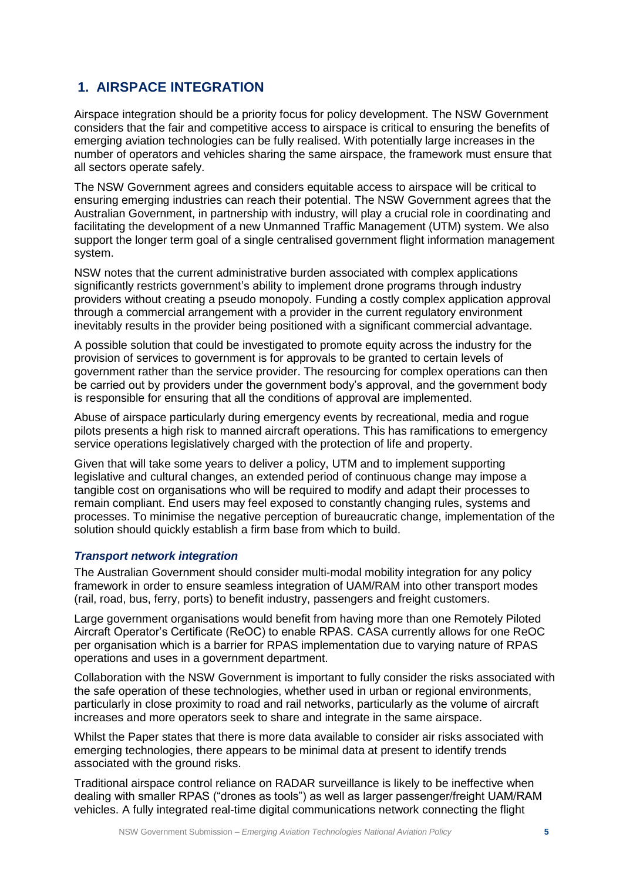## 1. AIRSPACE INTEGRATION

Airspace integration should be a priority focus for policy development. The NSW Government considers that the fair and competitive access to airspace is critical to ensuring the benefits of emerging aviation technologies can be fully realised. With potentially large increases in the number of operators and vehicles sharing the same airspace, the framework must ensure that all sectors operate safely.

The NSW Government agrees and considers equitable access to airspace will be critical to ensuring emerging industries can reach their potential. The NSW Government agrees that the Australian Government, in partnership with industry, will play a crucial role in coordinating and facilitating the development of a new Unmanned Traffic Management (UTM) system. We also support the longer term goal of a single centralised government flight information management system.

NSW notes that the current administrative burden associated with complex applications significantly restricts government's ability to implement drone programs through industry providers without creating a pseudo monopoly. Funding a costly complex application approval through a commercial arrangement with a provider in the current regulatory environment inevitably results in the provider being positioned with a significant commercial advantage.

A possible solution that could be investigated to promote equity across the industry for the provision of services to government is for approvals to be granted to certain levels of government rather than the service provider. The resourcing for complex operations can then be carried out by providers under the government body's approval, and the government body is responsible for ensuring that all the conditions of approval are implemented.

Abuse of airspace particularly during emergency events by recreational, media and rogue pilots presents a high risk to manned aircraft operations. This has ramifications to emergency service operations legislatively charged with the protection of life and property.

Given that will take some years to deliver a policy, UTM and to implement supporting legislative and cultural changes, an extended period of continuous change may impose a tangible cost on organisations who will be required to modify and adapt their processes to remain compliant. End users may feel exposed to constantly changing rules, systems and processes. To minimise the negative perception of bureaucratic change, implementation of the solution should quickly establish a firm base from which to build.

### *Transport network integration*

The Australian Government should consider multi-modal mobility integration for any policy framework in order to ensure seamless integration of UAM/RAM into other transport modes (rail, road, bus, ferry, ports) to benefit industry, passengers and freight customers.

Large government organisations would benefit from having more than one Remotely Piloted Aircraft Operator's Certificate (ReOC) to enable RPAS. CASA currently allows for one ReOC per organisation which is a barrier for RPAS implementation due to varying nature of RPAS operations and uses in a government department.

Collaboration with the NSW Government is important to fully consider the risks associated with the safe operation of these technologies, whether used in urban or regional environments, particularly in close proximity to road and rail networks, particularly as the volume of aircraft increases and more operators seek to share and integrate in the same airspace.

Whilst the Paper states that there is more data available to consider air risks associated with emerging technologies, there appears to be minimal data at present to identify trends associated with the ground risks.

Traditional airspace control reliance on RADAR surveillance is likely to be ineffective when dealing with smaller RPAS ("drones as tools") as well as larger passenger/freight UAM/RAM vehicles. A fully integrated real-time digital communications network connecting the flight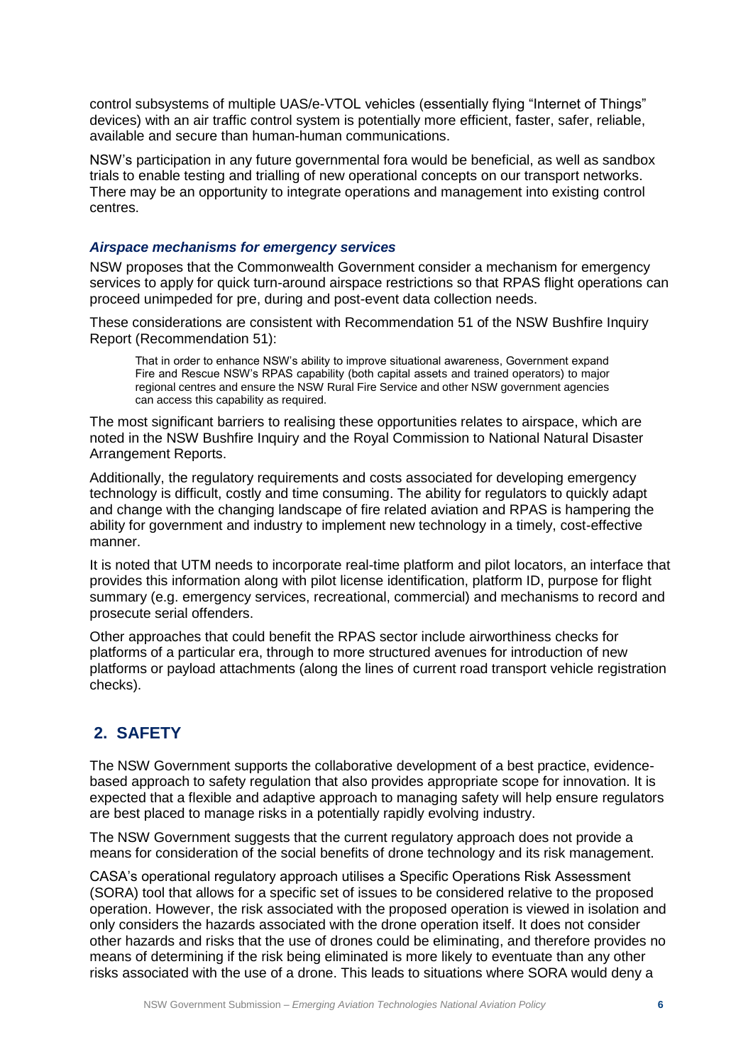control subsystems of multiple UAS/e-VTOL vehicles (essentially flying "Internet of Things" devices) with an air traffic control system is potentially more efficient, faster, safer, reliable, available and secure than human-human communications.

NSW's participation in any future governmental fora would be beneficial, as well as sandbox trials to enable testing and trialling of new operational concepts on our transport networks. There may be an opportunity to integrate operations and management into existing control centres.

### *Airspace mechanisms for emergency services*

NSW proposes that the Commonwealth Government consider a mechanism for emergency services to apply for quick turn-around airspace restrictions so that RPAS flight operations can proceed unimpeded for pre, during and post-event data collection needs.

These considerations are consistent with Recommendation 51 of the NSW Bushfire Inquiry Report (Recommendation 51):

> That in order to enhance NSW's ability to improve situational awareness, Government expand Fire and Rescue NSW's RPAS capability (both capital assets and trained operators) to major regional centres and ensure the NSW Rural Fire Service and other NSW government agencies can access this capability as required.

The most significant barriers to realising these opportunities relates to airspace, which are noted in the NSW Bushfire Inquiry and the Royal Commission to National Natural Disaster Arrangement Reports.

Additionally, the regulatory requirements and costs associated for developing emergency technology is difficult, costly and time consuming. The ability for regulators to quickly adapt and change with the changing landscape of fire related aviation and RPAS is hampering the ability for government and industry to implement new technology in a timely, cost-effective manner.

It is noted that UTM needs to incorporate real-time platform and pilot locators, an interface that provides this information along with pilot license identification, platform ID, purpose for flight summary (e.g. emergency services, recreational, commercial) and mechanisms to record and prosecute serial offenders.

Other approaches that could benefit the RPAS sector include airworthiness checks for platforms of a particular era, through to more structured avenues for introduction of new platforms or payload attachments (along the lines of current road transport vehicle registration checks).

## 2. SAFETY

The NSW Government supports the collaborative development of a best practice, evidence-based approach to safety regulation that also provides appropriate scope for innovation. It is expected that a flexible and adaptive approach to managing safety will help ensure regulators are best placed to manage risks in a potentially rapidly evolving industry.

The NSW Government suggests that the current regulatory approach does not provide a means for consideration of the social benefits of drone technology and its risk management.

CASA's operational regulatory approach utilises a Specific Operations Risk Assessment (SORA) tool that allows for a specific set of issues to be considered relative to the proposed operation. However, the risk associated with the proposed operation is viewed in isolation and only considers the hazards associated with the drone operation itself. It does not consider other hazards and risks that the use of drones could be eliminating, and therefore provides no means of determining if the risk being eliminated is more likely to eventuate than any other risks associated with the use of a drone. This leads to situations where SORA would deny a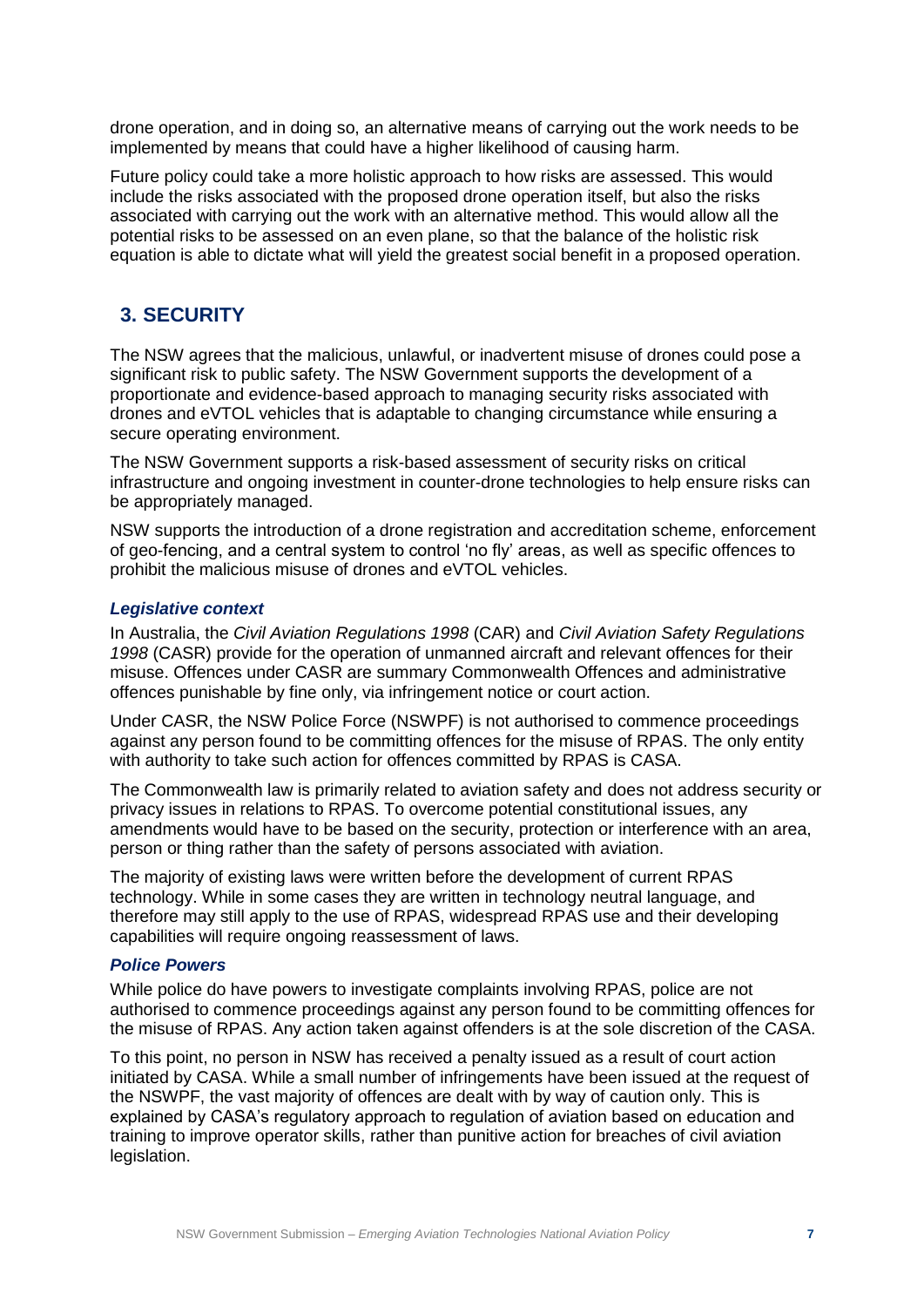drone operation, and in doing so, an alternative means of carrying out the work needs to be implemented by means that could have a higher likelihood of causing harm.

Future policy could take a more holistic approach to how risks are assessed. This would include the risks associated with the proposed drone operation itself, but also the risks associated with carrying out the work with an alternative method. This would allow all the potential risks to be assessed on an even plane, so that the balance of the holistic risk equation is able to dictate what will yield the greatest social benefit in a proposed operation.

## 3. SECURITY

The NSW agrees that the malicious, unlawful, or inadvertent misuse of drones could pose a significant risk to public safety. The NSW Government supports the development of a proportionate and evidence-based approach to managing security risks associated with drones and eVTOL vehicles that is adaptable to changing circumstance while ensuring a secure operating environment.

The NSW Government supports a risk-based assessment of security risks on critical infrastructure and ongoing investment in counter-drone technologies to help ensure risks can be appropriately managed.

NSW supports the introduction of a drone registration and accreditation scheme, enforcement of geo-fencing, and a central system to control 'no fly' areas, as well as specific offences to prohibit the malicious misuse of drones and eVTOL vehicles.

### *Legislative context*

In Australia, the *Civil Aviation Regulations 1998* (CAR) and *Civil Aviation Safety Regulations 1998* (CASR) provide for the operation of unmanned aircraft and relevant offences for their misuse. Offences under CASR are summary Commonwealth Offences and administrative offences punishable by fine only, via infringement notice or court action.

Under CASR, the NSW Police Force (NSWPF) is not authorised to commence proceedings against any person found to be committing offences for the misuse of RPAS. The only entity with authority to take such action for offences committed by RPAS is CASA.

The Commonwealth law is primarily related to aviation safety and does not address security or privacy issues in relations to RPAS. To overcome potential constitutional issues, any amendments would have to be based on the security, protection or interference with an area, person or thing rather than the safety of persons associated with aviation.

The majority of existing laws were written before the development of current RPAS technology. While in some cases they are written in technology neutral language, and therefore may still apply to the use of RPAS, widespread RPAS use and their developing capabilities will require ongoing reassessment of laws.

### *Police Powers*

While police do have powers to investigate complaints involving RPAS, police are not authorised to commence proceedings against any person found to be committing offences for the misuse of RPAS. Any action taken against offenders is at the sole discretion of the CASA.

To this point, no person in NSW has received a penalty issued as a result of court action initiated by CASA. While a small number of infringements have been issued at the request of the NSWPF, the vast majority of offences are dealt with by way of caution only. This is explained by CASA's regulatory approach to regulation of aviation based on education and training to improve operator skills, rather than punitive action for breaches of civil aviation legislation.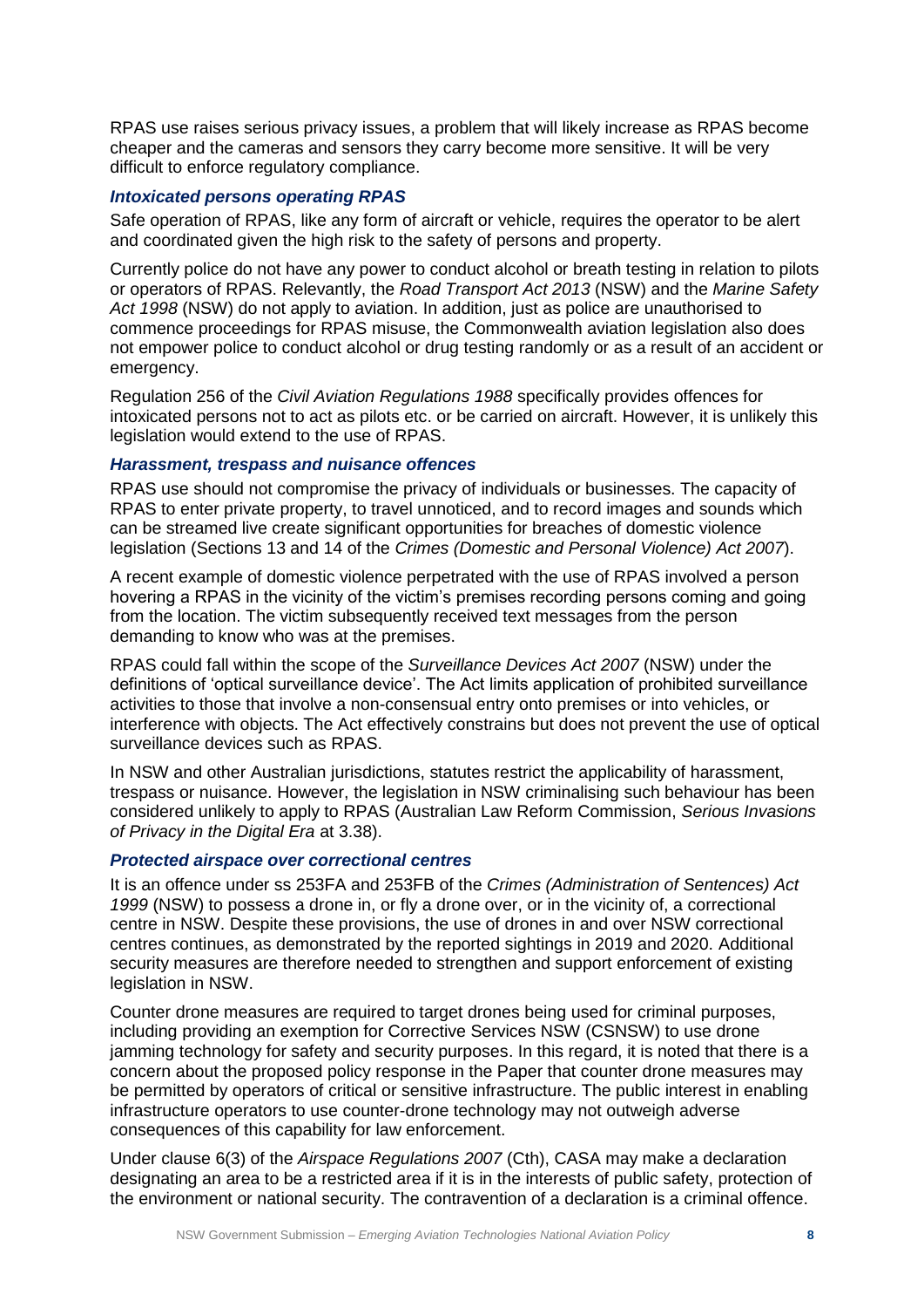RPAS use raises serious privacy issues, a problem that will likely increase as RPAS become cheaper and the cameras and sensors they carry become more sensitive. It will be very difficult to enforce regulatory compliance.

### *Intoxicated persons operating RPAS*

Safe operation of RPAS, like any form of aircraft or vehicle, requires the operator to be alert and coordinated given the high risk to the safety of persons and property.

Currently police do not have any power to conduct alcohol or breath testing in relation to pilots or operators of RPAS. Relevantly, the *Road Transport Act 2013* (NSW) and the *Marine Safety Act 1998* (NSW) do not apply to aviation. In addition, just as police are unauthorised to commence proceedings for RPAS misuse, the Commonwealth aviation legislation also does not empower police to conduct alcohol or drug testing randomly or as a result of an accident or emergency.

Regulation 256 of the *Civil Aviation Regulations 1988* specifically provides offences for intoxicated persons not to act as pilots etc. or be carried on aircraft. However, it is unlikely this legislation would extend to the use of RPAS.

### *Harassment, trespass and nuisance offences*

RPAS use should not compromise the privacy of individuals or businesses. The capacity of RPAS to enter private property, to travel unnoticed, and to record images and sounds which can be streamed live create significant opportunities for breaches of domestic violence legislation (Sections 13 and 14 of the *Crimes (Domestic and Personal Violence) Act 2007*).

A recent example of domestic violence perpetrated with the use of RPAS involved a person hovering a RPAS in the vicinity of the victim's premises recording persons coming and going from the location. The victim subsequently received text messages from the person demanding to know who was at the premises.

RPAS could fall within the scope of the *Surveillance Devices Act 2007* (NSW) under the definitions of 'optical surveillance device'. The Act limits application of prohibited surveillance activities to those that involve a non-consensual entry onto premises or into vehicles, or interference with objects. The Act effectively constrains but does not prevent the use of optical surveillance devices such as RPAS.

In NSW and other Australian jurisdictions, statutes restrict the applicability of harassment, trespass or nuisance. However, the legislation in NSW criminalising such behaviour has been considered unlikely to apply to RPAS (Australian Law Reform Commission, *Serious Invasions of Privacy in the Digital Era* at 3.38).

### *Protected airspace over correctional centres*

It is an offence under ss 253FA and 253FB of the *Crimes (Administration of Sentences) Act 1999* (NSW) to possess a drone in, or fly a drone over, or in the vicinity of, a correctional centre in NSW. Despite these provisions, the use of drones in and over NSW correctional centres continues, as demonstrated by the reported sightings in 2019 and 2020. Additional security measures are therefore needed to strengthen and support enforcement of existing legislation in NSW.

Counter drone measures are required to target drones being used for criminal purposes, including providing an exemption for Corrective Services NSW (CSNSW) to use drone jamming technology for safety and security purposes. In this regard, it is noted that there is a concern about the proposed policy response in the Paper that counter drone measures may be permitted by operators of critical or sensitive infrastructure. The public interest in enabling infrastructure operators to use counter-drone technology may not outweigh adverse consequences of this capability for law enforcement.

Under clause 6(3) of the *Airspace Regulations 2007* (Cth), CASA may make a declaration designating an area to be a restricted area if it is in the interests of public safety, protection of the environment or national security. The contravention of a declaration is a criminal offence.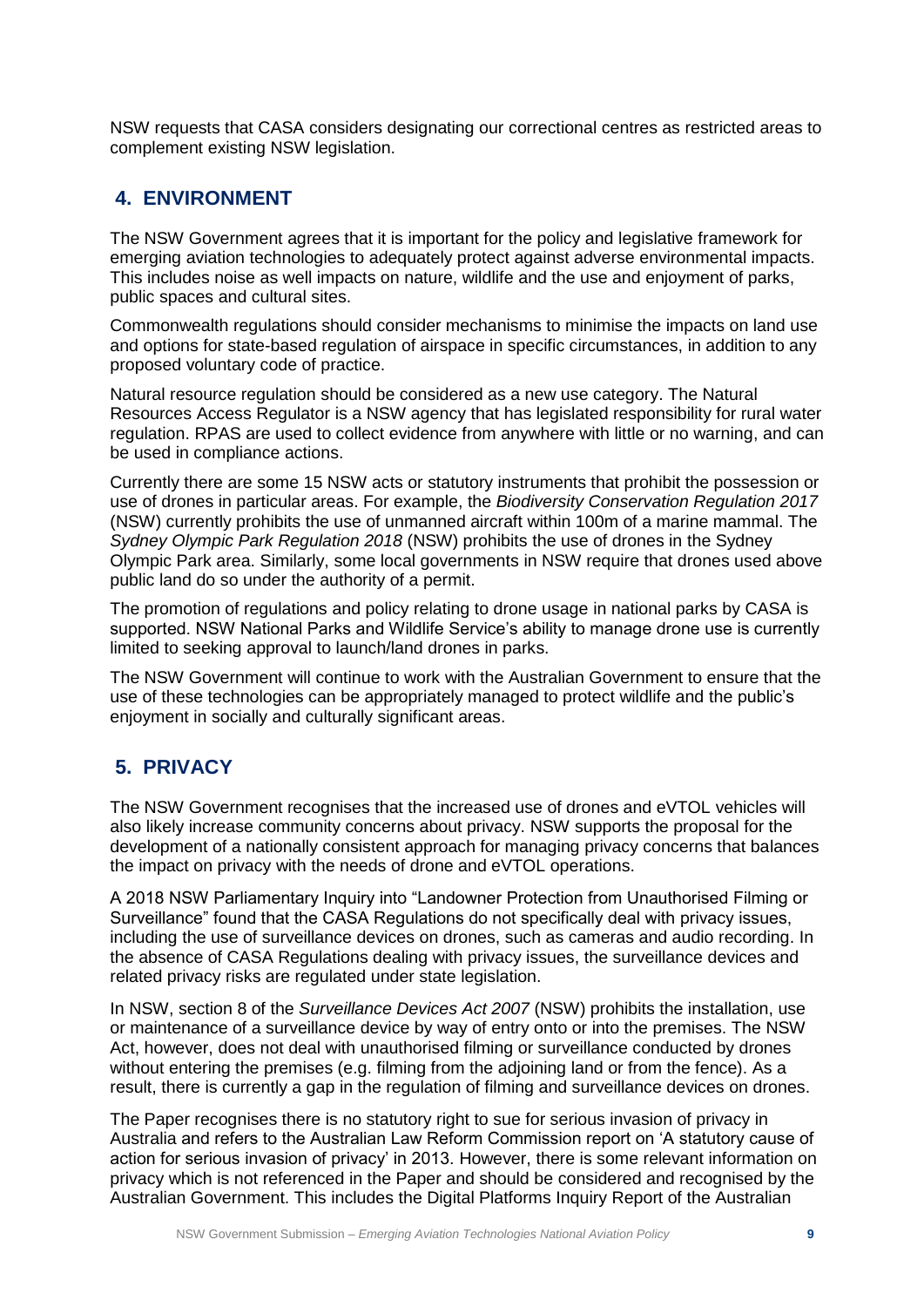NSW requests that CASA considers designating our correctional centres as restricted areas to complement existing NSW legislation.

## 4. ENVIRONMENT

The NSW Government agrees that it is important for the policy and legislative framework for emerging aviation technologies to adequately protect against adverse environmental impacts. This includes noise as well impacts on nature, wildlife and the use and enjoyment of parks, public spaces and cultural sites.

Commonwealth regulations should consider mechanisms to minimise the impacts on land use and options for state-based regulation of airspace in specific circumstances, in addition to any proposed voluntary code of practice.

Natural resource regulation should be considered as a new use category. The Natural Resources Access Regulator is a NSW agency that has legislated responsibility for rural water regulation. RPAS are used to collect evidence from anywhere with little or no warning, and can be used in compliance actions.

Currently there are some 15 NSW acts or statutory instruments that prohibit the possession or use of drones in particular areas. For example, the *Biodiversity Conservation Regulation 2017* (NSW) currently prohibits the use of unmanned aircraft within 100m of a marine mammal. The *Sydney Olympic Park Regulation 2018* (NSW) prohibits the use of drones in the Sydney Olympic Park area. Similarly, some local governments in NSW require that drones used above public land do so under the authority of a permit.

The promotion of regulations and policy relating to drone usage in national parks by CASA is supported. NSW National Parks and Wildlife Service's ability to manage drone use is currently limited to seeking approval to launch/land drones in parks.

The NSW Government will continue to work with the Australian Government to ensure that the use of these technologies can be appropriately managed to protect wildlife and the public's enjoyment in socially and culturally significant areas.

## 5. PRIVACY

The NSW Government recognises that the increased use of drones and eVTOL vehicles will also likely increase community concerns about privacy. NSW supports the proposal for the development of a nationally consistent approach for managing privacy concerns that balances the impact on privacy with the needs of drone and eVTOL operations.

A 2018 NSW Parliamentary Inquiry into "Landowner Protection from Unauthorised Filming or Surveillance" found that the CASA Regulations do not specifically deal with privacy issues, including the use of surveillance devices on drones, such as cameras and audio recording. In the absence of CASA Regulations dealing with privacy issues, the surveillance devices and related privacy risks are regulated under state legislation.

In NSW, section 8 of the *Surveillance Devices Act 2007* (NSW) prohibits the installation, use or maintenance of a surveillance device by way of entry onto or into the premises. The NSW Act, however, does not deal with unauthorised filming or surveillance conducted by drones without entering the premises (e.g. filming from the adjoining land or from the fence). As a result, there is currently a gap in the regulation of filming and surveillance devices on drones.

The Paper recognises there is no statutory right to sue for serious invasion of privacy in Australia and refers to the Australian Law Reform Commission report on 'A statutory cause of action for serious invasion of privacy' in 2013. However, there is some relevant information on privacy which is not referenced in the Paper and should be considered and recognised by the Australian Government. This includes the Digital Platforms Inquiry Report of the Australian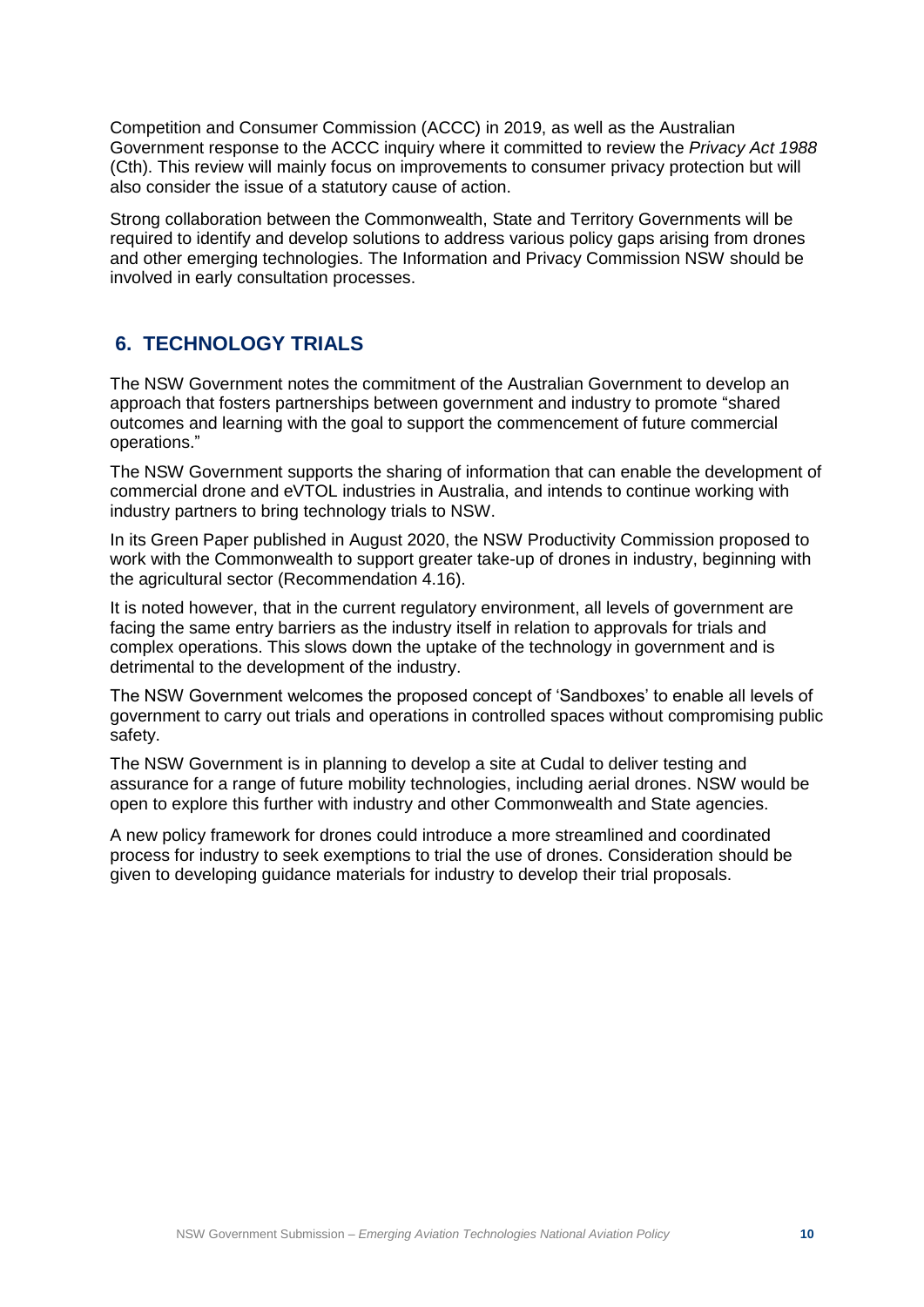Competition and Consumer Commission (ACCC) in 2019, as well as the Australian Government response to the ACCC inquiry where it committed to review the *Privacy Act 1988* (Cth). This review will mainly focus on improvements to consumer privacy protection but will also consider the issue of a statutory cause of action.

Strong collaboration between the Commonwealth, State and Territory Governments will be required to identify and develop solutions to address various policy gaps arising from drones and other emerging technologies. The Information and Privacy Commission NSW should be involved in early consultation processes.

## 6. TECHNOLOGY TRIALS

The NSW Government notes the commitment of the Australian Government to develop an approach that fosters partnerships between government and industry to promote "shared outcomes and learning with the goal to support the commencement of future commercial operations."

The NSW Government supports the sharing of information that can enable the development of commercial drone and eVTOL industries in Australia, and intends to continue working with industry partners to bring technology trials to NSW.

In its Green Paper published in August 2020, the NSW Productivity Commission proposed to work with the Commonwealth to support greater take-up of drones in industry, beginning with the agricultural sector (Recommendation 4.16).

It is noted however, that in the current regulatory environment, all levels of government are facing the same entry barriers as the industry itself in relation to approvals for trials and complex operations. This slows down the uptake of the technology in government and is detrimental to the development of the industry.

The NSW Government welcomes the proposed concept of 'Sandboxes' to enable all levels of government to carry out trials and operations in controlled spaces without compromising public safety.

The NSW Government is in planning to develop a site at Cudal to deliver testing and assurance for a range of future mobility technologies, including aerial drones. NSW would be open to explore this further with industry and other Commonwealth and State agencies.

A new policy framework for drones could introduce a more streamlined and coordinated process for industry to seek exemptions to trial the use of drones. Consideration should be given to developing guidance materials for industry to develop their trial proposals.